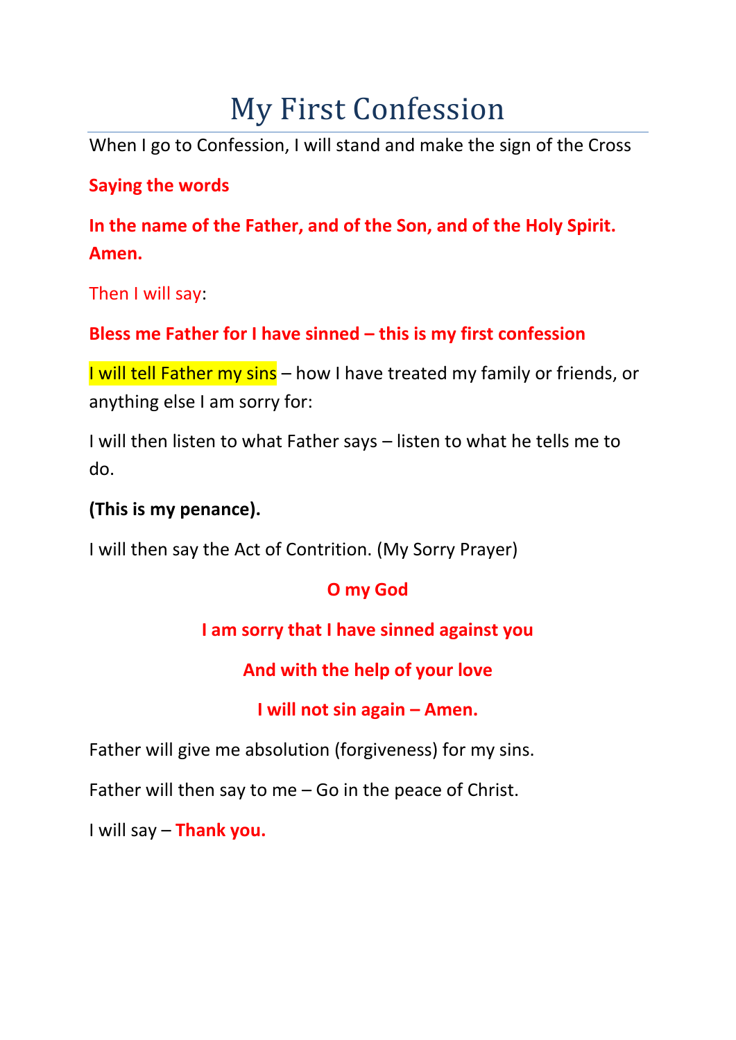# My First Confession

When I go to Confession, I will stand and make the sign of the Cross

**Saying the words**

**In the name of the Father, and of the Son, and of the Holy Spirit. Amen.**

Then I will say:

**Bless me Father for I have sinned – this is my first confession**

I will tell Father my sins – how I have treated my family or friends, or anything else I am sorry for:

I will then listen to what Father says – listen to what he tells me to do.

**(This is my penance).**

I will then say the Act of Contrition. (My Sorry Prayer)

**O my God**

**I am sorry that I have sinned against you**

**And with the help of your love**

**I will not sin again – Amen.**

Father will give me absolution (forgiveness) for my sins.

Father will then say to me – Go in the peace of Christ.

I will say – **Thank you.**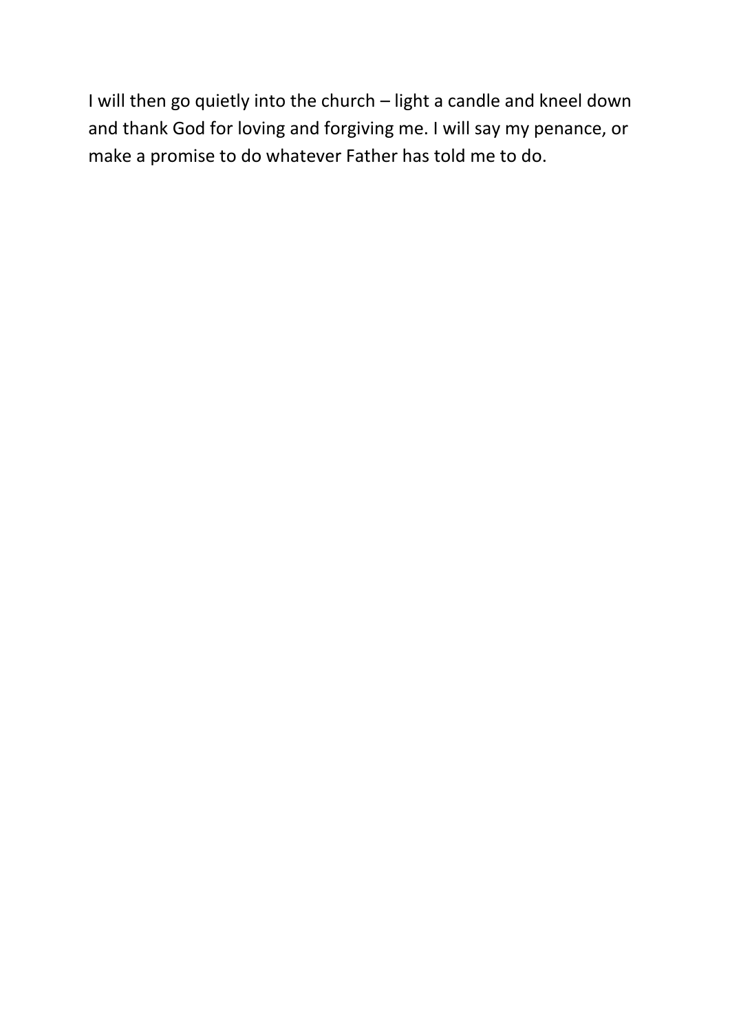I will then go quietly into the church – light a candle and kneel down and thank God for loving and forgiving me. I will say my penance, or make a promise to do whatever Father has told me to do.